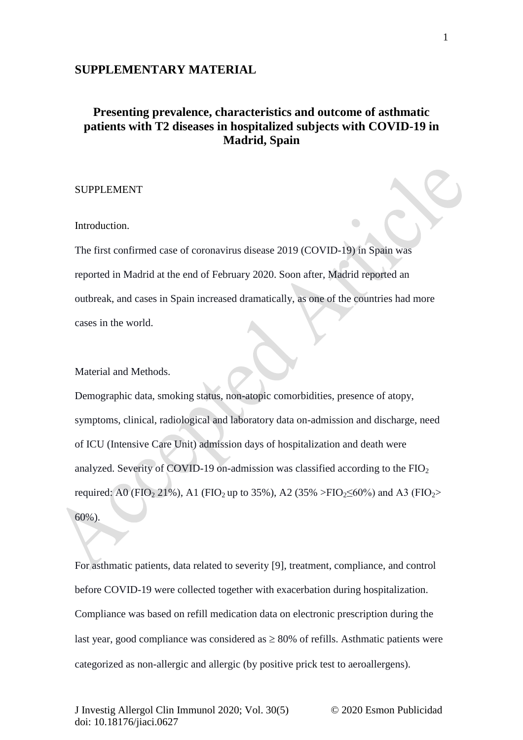# SUPPLEMENTARY MATERIAL

## Presenting prevalence, characteristics and outcome of asthmatic patients with T2 diseases in hospitalized subjects with COVID-19 in Madrid, Spain

SUPPLEMENT

Introduction.

The first confirmed case of coronavirus disease 2019 (COVID-19) in Spain was reported in Madrid at the end of February 2020. Soon after, Madrid reported an outbreak, and cases in Spain increased dramatically, as one of the countries had more cases in the world.

Material and Methods.

Demographic data, smoking status, non-atopic comorbidities, presence of atopy, symptoms, clinical, radiological and laboratory data on-admission and discharge, need of ICU (Intensive Care Unit) admission days of hospitalization and death were analyzed. Severity of COVID-19 on-admission was classified according to the $FIO_2$ required: A0 ($FIO_2$ 21%), A1 ($FIO_2$ up to 35%), A2 (35% $>FIO_2 \leq 60\%$) and A3 ($FIO_2 >$ 60%).

For asthmatic patients, data related to severity [9], treatment, compliance, and control before COVID-19 were collected together with exacerbation during hospitalization. Compliance was based on refill medication data on electronic prescription during the last year, good compliance was considered as ≥ 80% of refills. Asthmatic patients were categorized as non-allergic and allergic (by positive prick test to aeroallergens).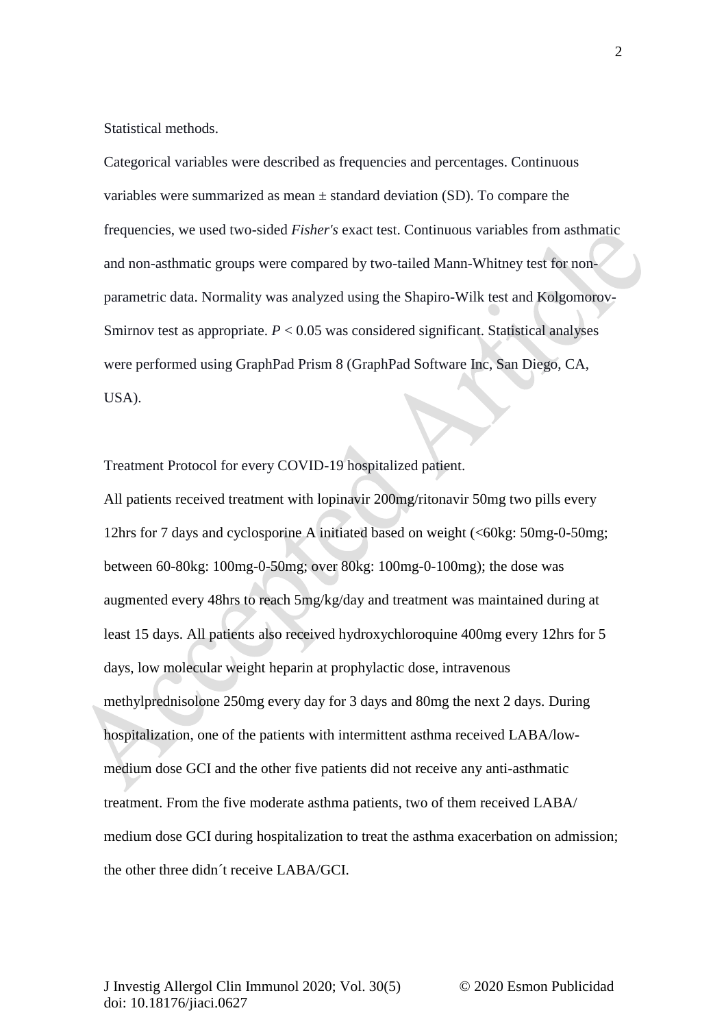Statistical methods.

Categorical variables were described as frequencies and percentages. Continuous variables were summarized as mean ± standard deviation (SD). To compare the frequencies, we used two-sided *Fisher's* exact test. Continuous variables from asthmatic and non-asthmatic groups were compared by two-tailed Mann-Whitney test for non-parametric data. Normality was analyzed using the Shapiro-Wilk test and Kolgomorov-Smirnov test as appropriate. $P < 0.05$ was considered significant. Statistical analyses were performed using GraphPad Prism 8 (GraphPad Software Inc, San Diego, CA, USA).

Treatment Protocol for every COVID-19 hospitalized patient.

All patients received treatment with lopinavir 200mg/ritonavir 50mg two pills every 12hrs for 7 days and cyclosporine A initiated based on weight (<60kg: 50mg-0-50mg; between 60-80kg: 100mg-0-50mg; over 80kg: 100mg-0-100mg); the dose was augmented every 48hrs to reach 5mg/kg/day and treatment was maintained during at least 15 days. All patients also received hydroxychloroquine 400mg every 12hrs for 5 days, low molecular weight heparin at prophylactic dose, intravenous methylprednisolone 250mg every day for 3 days and 80mg the next 2 days. During hospitalization, one of the patients with intermittent asthma received LABA/low-medium dose GCI and the other five patients did not receive any anti-asthmatic treatment. From the five moderate asthma patients, two of them received LABA/ medium dose GCI during hospitalization to treat the asthma exacerbation on admission; the other three didn´t receive LABA/GCI.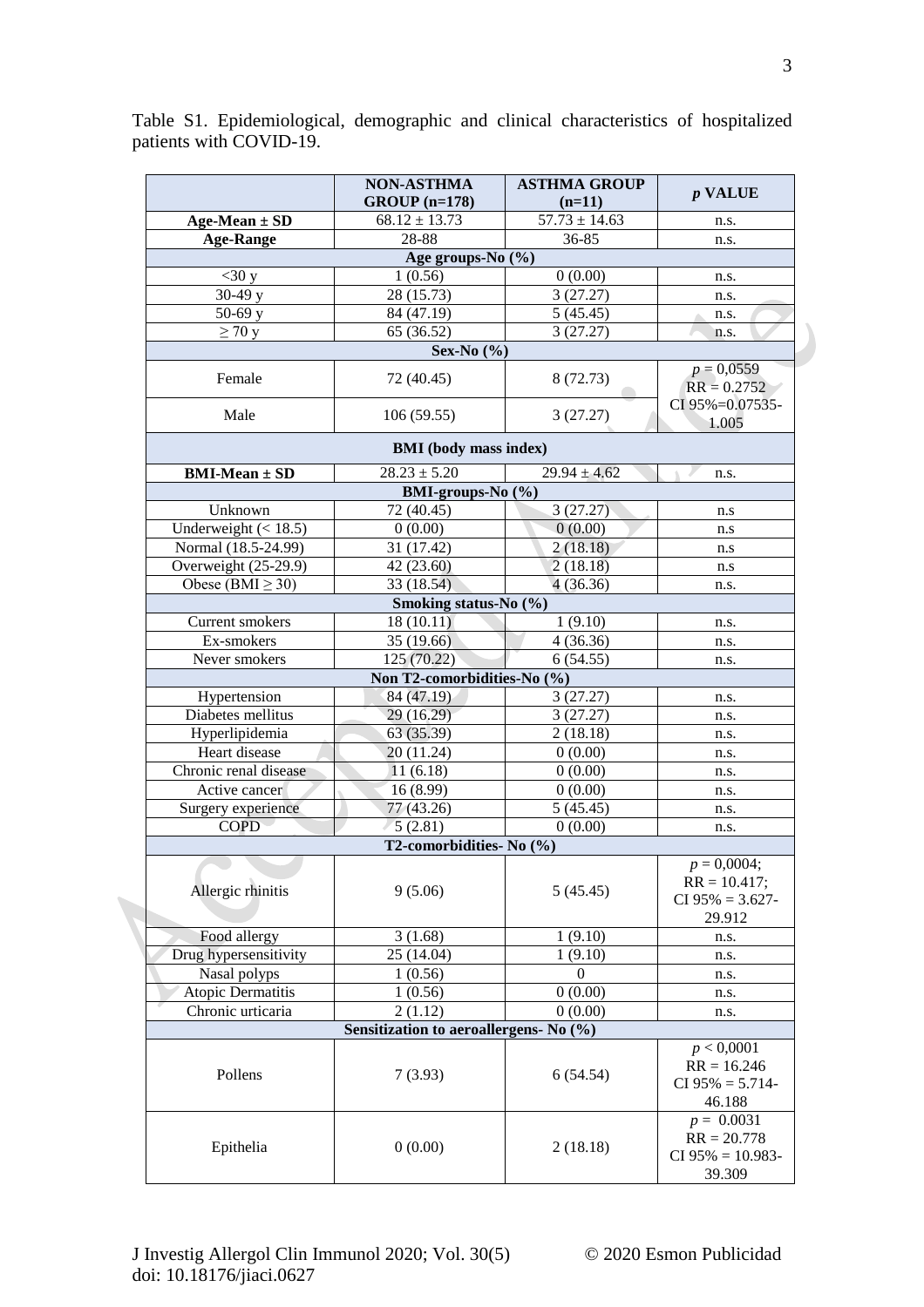Table S1. Epidemiological, demographic and clinical characteristics of hospitalized patients with COVID-19.

| | **NON-ASTHMA GROUP (n=178)** | **ASTHMA GROUP (n=11)** | ***p* VALUE** |
|---|---|---|---|
| **Age-Mean ± SD** | 68.12 ± 13.73 | 57.73 ± 14.63 | n.s. |
| **Age-Range** | 28-88 | 36-85 | n.s. |
| **Age groups-No (%)** | | | |
| <30 y | 1 (0.56) | 0 (0.00) | n.s. |
| 30-49 y | 28 (15.73) | 3 (27.27) | n.s. |
| 50-69 y | 84 (47.19) | 5 (45.45) | n.s. |
| ≥ 70 y | 65 (36.52) | 3 (27.27) | n.s. |
| **Sex-No (%)** | | | |
| Female | 72 (40.45) | 8 (72.73) | $p = 0,0559$ RR = 0.2752 CI 95%=0.07535-1.005 |
| Male | 106 (59.55) | 3 (27.27) | |
| **BMI (body mass index)** | | | |
| **BMI-Mean ± SD** | 28.23 ± 5.20 | 29.94 ± 4.62 | n.s. |
| **BMI-groups-No (%)** | | | |
| Unknown | 72 (40.45) | 3 (27.27) | n.s |
| Underweight (< 18.5) | 0 (0.00) | 0 (0.00) | n.s |
| Normal (18.5-24.99) | 31 (17.42) | 2 (18.18) | n.s |
| Overweight (25-29.9) | 42 (23.60) | 2 (18.18) | n.s |
| Obese (BMI ≥ 30) | 33 (18.54) | 4 (36.36) | n.s. |
| **Smoking status-No (%)** | | | |
| Current smokers | 18 (10.11) | 1 (9.10) | n.s. |
| Ex-smokers | 35 (19.66) | 4 (36.36) | n.s. |
| Never smokers | 125 (70.22) | 6 (54.55) | n.s. |
| **Non T2-comorbidities-No (%)** | | | |
| Hypertension | 84 (47.19) | 3 (27.27) | n.s. |
| Diabetes mellitus | 29 (16.29) | 3 (27.27) | n.s. |
| Hyperlipidemia | 63 (35.39) | 2 (18.18) | n.s. |
| Heart disease | 20 (11.24) | 0 (0.00) | n.s. |
| Chronic renal disease | 11 (6.18) | 0 (0.00) | n.s. |
| Active cancer | 16 (8.99) | 0 (0.00) | n.s. |
| Surgery experience | 77 (43.26) | 5 (45.45) | n.s. |
| COPD | 5 (2.81) | 0 (0.00) | n.s. |
| **T2-comorbidities- No (%)** | | | |
| Allergic rhinitis | 9 (5.06) | 5 (45.45) | $p = 0,0004$; RR = 10.417; CI 95% = 3.627-29.912 |
| Food allergy | 3 (1.68) | 1 (9.10) | n.s. |
| Drug hypersensitivity | 25 (14.04) | 1 (9.10) | n.s. |
| Nasal polyps | 1 (0.56) | 0 | n.s. |
| Atopic Dermatitis | 1 (0.56) | 0 (0.00) | n.s. |
| Chronic urticaria | 2 (1.12) | 0 (0.00) | n.s. |
| **Sensitization to aeroallergens- No (%)** | | | |
| Pollens | 7 (3.93) | 6 (54.54) | $p < 0,0001$ RR = 16.246 CI 95% = 5.714-46.188 |
| Epithelia | 0 (0.00) | 2 (18.18) | $p = 0.0031$ RR = 20.778 CI 95% = 10.983-39.309 |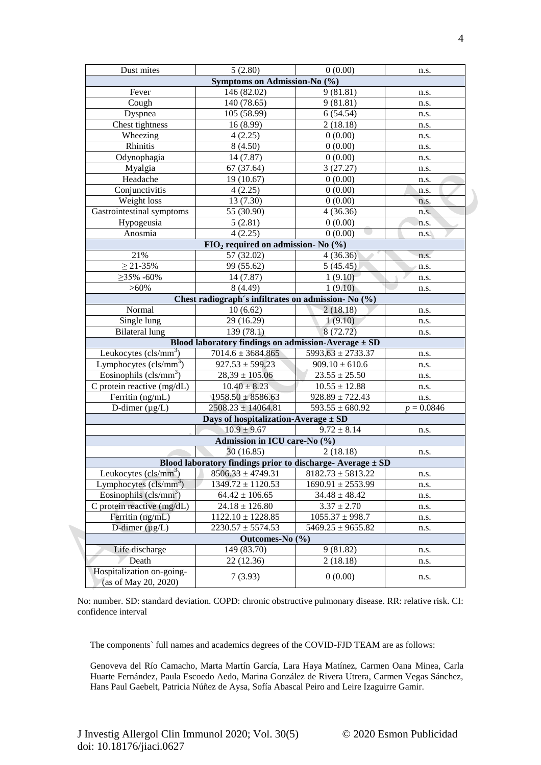| | | | |
|---|---|---|---|
| Dust mites | 5 (2.80) | 0 (0.00) | n.s. |
| **Symptoms on Admission-No (%)** | | | |
| Fever | 146 (82.02) | 9 (81.81) | n.s. |
| Cough | 140 (78.65) | 9 (81.81) | n.s. |
| Dyspnea | 105 (58.99) | 6 (54.54) | n.s. |
| Chest tightness | 16 (8.99) | 2 (18.18) | n.s. |
| Wheezing | 4 (2.25) | 0 (0.00) | n.s. |
| Rhinitis | 8 (4.50) | 0 (0.00) | n.s. |
| Odynophagia | 14 (7.87) | 0 (0.00) | n.s. |
| Myalgia | 67 (37.64) | 3 (27.27) | n.s. |
| Headache | 19 (10.67) | 0 (0.00) | n.s. |
| Conjunctivitis | 4 (2.25) | 0 (0.00) | n.s. |
| Weight loss | 13 (7.30) | 0 (0.00) | n.s. |
| Gastrointestinal symptoms | 55 (30.90) | 4 (36.36) | n.s. |
| Hypogeusia | 5 (2.81) | 0 (0.00) | n.s. |
| Anosmia | 4 (2.25) | 0 (0.00) | n.s. |
| **$FIO_2$ required on admission- No (%)** | | | |
| 21% | 57 (32.02) | 4 (36.36) | n.s. |
| $\geq$ 21-35% | 99 (55.62) | 5 (45.45) | n.s. |
| $\geq$35% -60% | 14 (7.87) | 1 (9.10) | n.s. |
| >60% | 8 (4.49) | 1 (9.10) | n.s. |
| **Chest radiograph´s infiltrates on admission- No (%)** | | | |
| Normal | 10 (6.62) | 2 (18.18) | n.s. |
| Single lung | 29 (16.29) | 1 (9.10) | n.s. |
| Bilateral lung | 139 (78.1) | 8 (72.72) | n.s. |
| **Blood laboratory findings on admission-Average ± SD** | | | |
| Leukocytes ($cls/mm^3$) | 7014.6 ± 3684.865 | 5993.63 ± 2733.37 | n.s. |
| Lymphocytes ($cls/mm^3$) | 927.53 ± 599,23 | 909.10 ± 610.6 | n.s. |
| Eosinophils ($cls/mm^3$) | 28,39 ± 105.06 | 23.55 ± 25.50 | n.s. |
| C protein reactive (mg/dL) | 10.40 ± 8.23 | 10.55 ± 12.88 | n.s. |
| Ferritin (ng/mL) | 1958.50 ± 8586.63 | 928.89 ± 722.43 | n.s. |
| D-dimer (µg/L) | 2508.23 ± 14064.81 | 593.55 ± 680.92 | $p = 0.0846$ |
| **Days of hospitalization-Average ± SD** | | | |
| | 10.9 ± 9.67 | 9.72 ± 8.14 | n.s. |
| **Admission in ICU care-No (%)** | | | |
| | 30 (16.85) | 2 (18.18) | n.s. |
| **Blood laboratory findings prior to discharge- Average ± SD** | | | |
| Leukocytes ($cls/mm^3$) | 8506.33 ± 4749.31 | 8182.73 ± 5813.22 | n.s. |
| Lymphocytes ($cls/mm^3$) | 1349.72 ± 1120.53 | 1690.91 ± 2553.99 | n.s. |
| Eosinophils ($cls/mm^3$) | 64.42 ± 106.65 | 34.48 ± 48.42 | n.s. |
| C protein reactive (mg/dL) | 24.18 ± 126.80 | 3.37 ± 2.70 | n.s. |
| Ferritin (ng/mL) | 1122.10 ± 1228.85 | 1055.37 ± 998.7 | n.s. |
| D-dimer (µg/L) | 2230.57 ± 5574.53 | 5469.25 ± 9655.82 | n.s. |
| **Outcomes-No (%)** | | | |
| Life discharge | 149 (83.70) | 9 (81.82) | n.s. |
| Death | 22 (12.36) | 2 (18.18) | n.s. |
| Hospitalization on-going- (as of May 20, 2020) | 7 (3.93) | 0 (0.00) | n.s. |

No: number. SD: standard deviation. COPD: chronic obstructive pulmonary disease. RR: relative risk. CI: confidence interval

The components` full names and academics degrees of the COVID-FJD TEAM are as follows:

Genoveva del Río Camacho, Marta Martín García, Lara Haya Matínez, Carmen Oana Minea, Carla Huarte Fernández, Paula Escoedo Aedo, Marina González de Rivera Utrera, Carmen Vegas Sánchez, Hans Paul Gaebelt, Patricia Núñez de Aysa, Sofía Abascal Peiro and Leire Izaguirre Gamir.